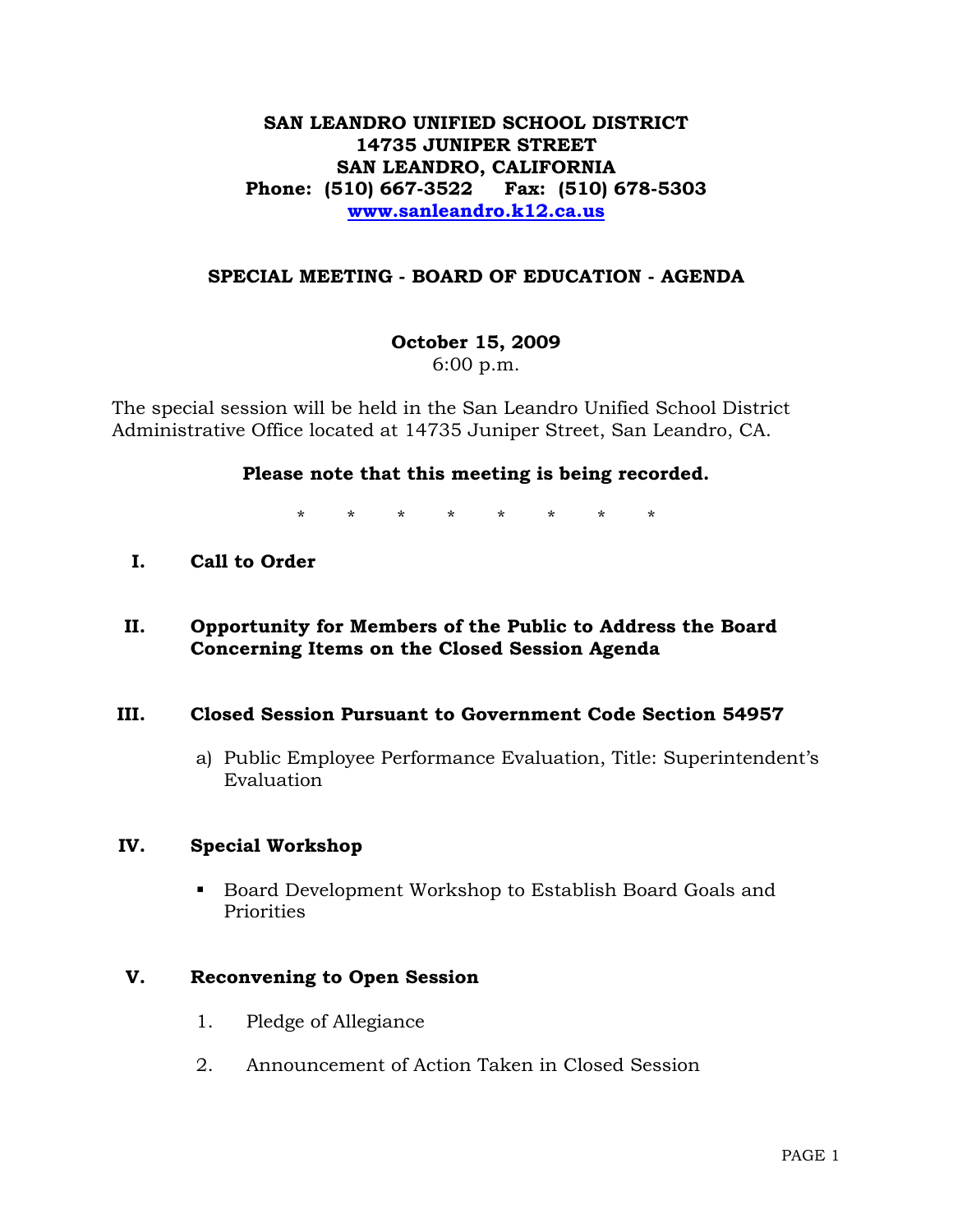**SAN LEANDRO UNIFIED SCHOOL DISTRICT**
**14735 JUNIPER STREET**
**SAN LEANDRO, CALIFORNIA**
**Phone: (510) 667-3522 Fax: (510) 678-5303**
**[www.sanleandro.k12.ca.us](http://www.sanleandro.k12.ca.us)**

# SPECIAL MEETING - BOARD OF EDUCATION - AGENDA

**October 15, 2009**
6:00 p.m.

The special session will be held in the San Leandro Unified School District Administrative Office located at 14735 Juniper Street, San Leandro, CA.

**Please note that this meeting is being recorded.**

* * * * * * * *

## I. Call to Order

## II. Opportunity for Members of the Public to Address the Board Concerning Items on the Closed Session Agenda

## III. Closed Session Pursuant to Government Code Section 54957

a) Public Employee Performance Evaluation, Title: Superintendent's Evaluation

## IV. Special Workshop

- Board Development Workshop to Establish Board Goals and Priorities

## V. Reconvening to Open Session

1. Pledge of Allegiance
2. Announcement of Action Taken in Closed Session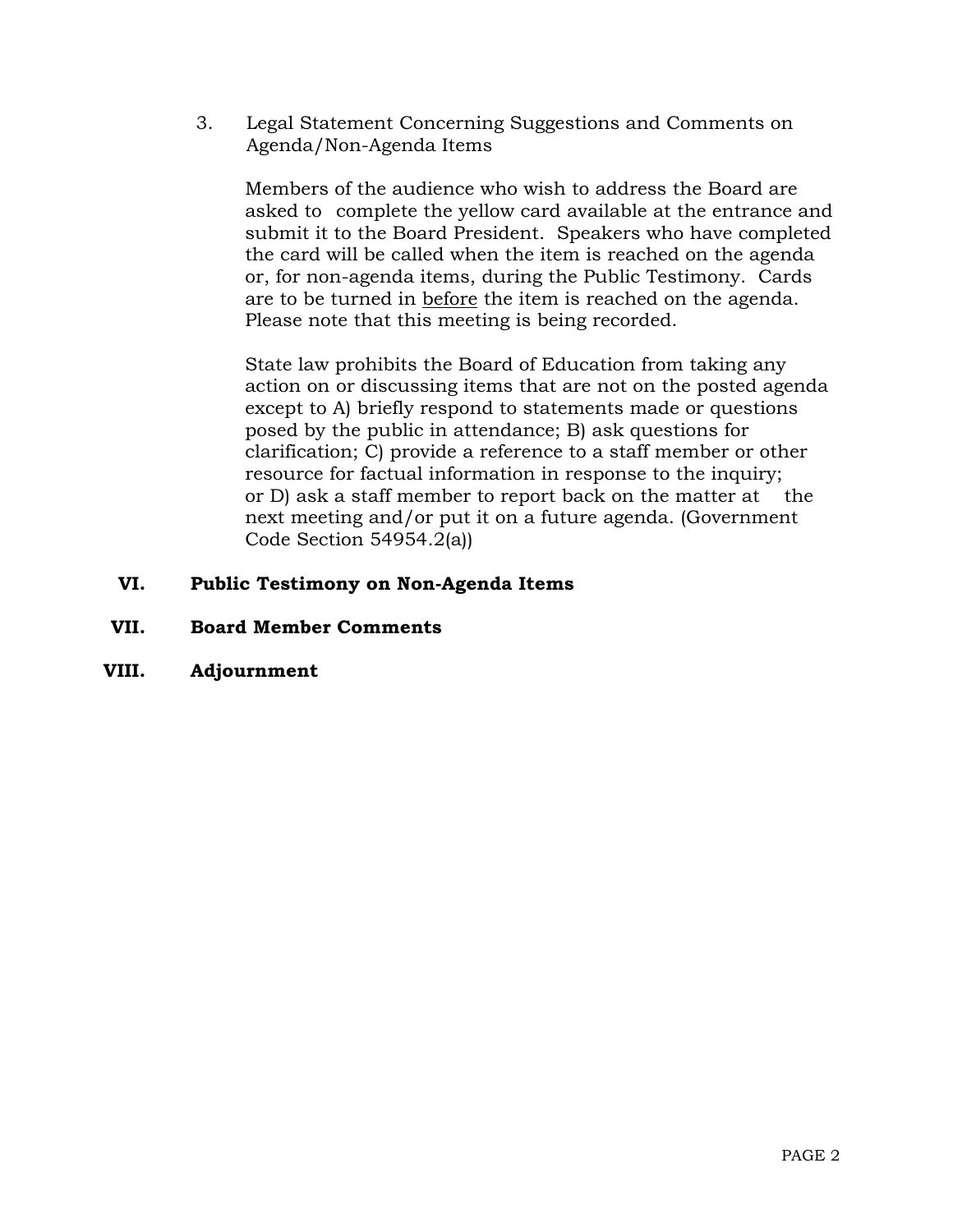3. Legal Statement Concerning Suggestions and Comments on Agenda/Non-Agenda Items

   Members of the audience who wish to address the Board are asked to complete the yellow card available at the entrance and submit it to the Board President. Speakers who have completed the card will be called when the item is reached on the agenda or, for non-agenda items, during the Public Testimony. Cards are to be turned in <u>before</u> the item is reached on the agenda. Please note that this meeting is being recorded.

   State law prohibits the Board of Education from taking any action on or discussing items that are not on the posted agenda except to A) briefly respond to statements made or questions posed by the public in attendance; B) ask questions for clarification; C) provide a reference to a staff member or other resource for factual information in response to the inquiry; or D) ask a staff member to report back on the matter at the next meeting and/or put it on a future agenda. (Government Code Section 54954.2(a))

## VI. Public Testimony on Non-Agenda Items

## VII. Board Member Comments

## VIII. Adjournment